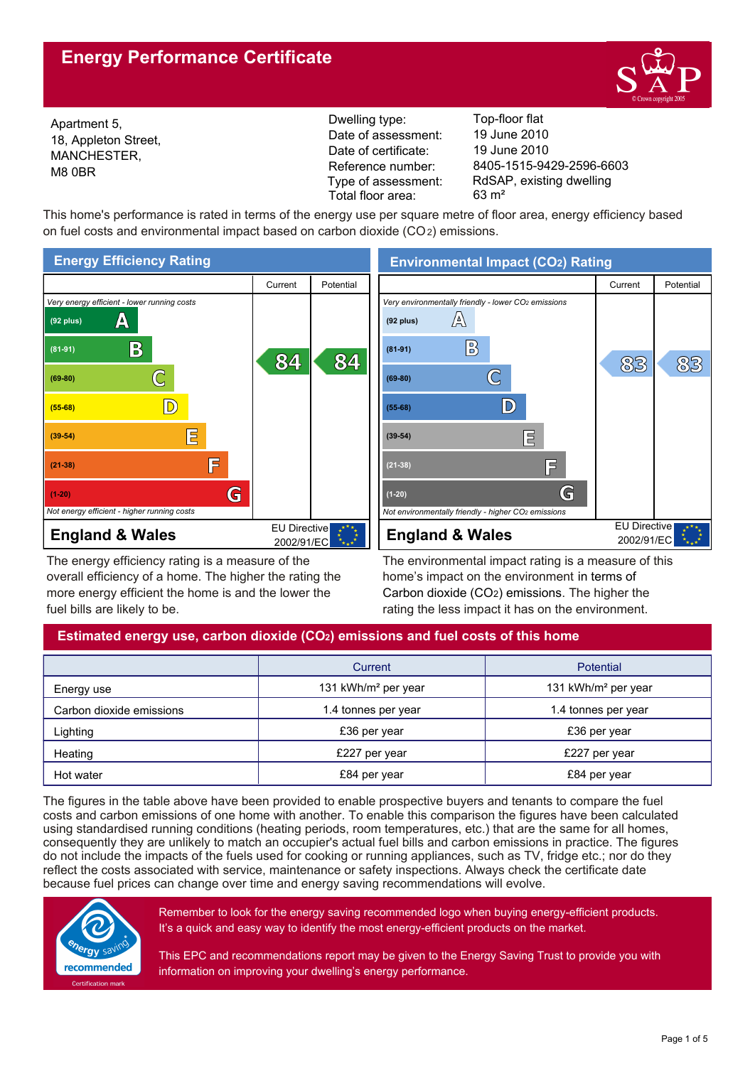# Energy Performance Certificate

Apartment 5,
18, Appleton Street,
MANCHESTER,
M8 0BR

| | |
|---|---|
| Dwelling type: | Top-floor flat |
| Date of assessment: | 19 June 2010 |
| Date of certificate: | 19 June 2010 |
| Reference number: | 8405-1515-9429-2596-6603 |
| Type of assessment: | RdSAP, existing dwelling |
| Total floor area: | 63 m² |

This home's performance is rated in terms of the energy use per square metre of floor area, energy efficiency based on fuel costs and environmental impact based on carbon dioxide ($CO_2$) emissions.

## Energy Efficiency Rating

| | Current | Potential |
|---|---|---|
| *Very energy efficient - lower running costs* | | |
| (92 plus) A | | |
| (81-91) B | 84 | 84 |
| (69-80) C | | |
| (55-68) D | | |
| (39-54) E | | |
| (21-38) F | | |
| (1-20) G | | |
| *Not energy efficient - higher running costs* | | |

**England & Wales** — EU Directive 2002/91/EC

The energy efficiency rating is a measure of the overall efficiency of a home. The higher the rating the more energy efficient the home is and the lower the fuel bills are likely to be.

## Environmental Impact ($CO_2$) Rating

| | Current | Potential |
|---|---|---|
| *Very environmentally friendly - lower $CO_2$ emissions* | | |
| (92 plus) A | | |
| (81-91) B | 83 | 83 |
| (69-80) C | | |
| (55-68) D | | |
| (39-54) E | | |
| (21-38) F | | |
| (1-20) G | | |
| *Not environmentally friendly - higher $CO_2$ emissions* | | |

**England & Wales** — EU Directive 2002/91/EC

The environmental impact rating is a measure of this home's impact on the environment in terms of Carbon dioxide ($CO_2$) emissions. The higher the rating the less impact it has on the environment.

## Estimated energy use, carbon dioxide ($CO_2$) emissions and fuel costs of this home

| | Current | Potential |
|---|---|---|
| Energy use | 131 kWh/m² per year | 131 kWh/m² per year |
| Carbon dioxide emissions | 1.4 tonnes per year | 1.4 tonnes per year |
| Lighting | £36 per year | £36 per year |
| Heating | £227 per year | £227 per year |
| Hot water | £84 per year | £84 per year |

The figures in the table above have been provided to enable prospective buyers and tenants to compare the fuel costs and carbon emissions of one home with another. To enable this comparison the figures have been calculated using standardised running conditions (heating periods, room temperatures, etc.) that are the same for all homes, consequently they are unlikely to match an occupier's actual fuel bills and carbon emissions in practice. The figures do not include the impacts of the fuels used for cooking or running appliances, such as TV, fridge etc.; nor do they reflect the costs associated with service, maintenance or safety inspections. Always check the certificate date because fuel prices can change over time and energy saving recommendations will evolve.

Remember to look for the energy saving recommended logo when buying energy-efficient products. It's a quick and easy way to identify the most energy-efficient products on the market.

This EPC and recommendations report may be given to the Energy Saving Trust to provide you with information on improving your dwelling's energy performance.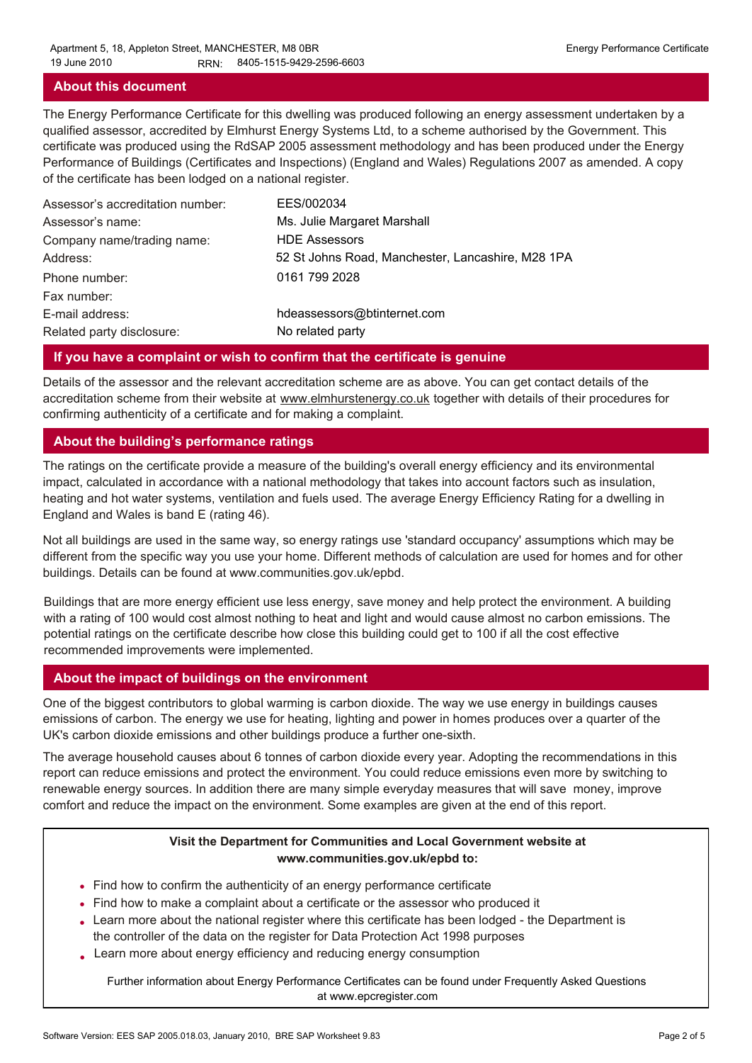## About this document

The Energy Performance Certificate for this dwelling was produced following an energy assessment undertaken by a qualified assessor, accredited by Elmhurst Energy Systems Ltd, to a scheme authorised by the Government. This certificate was produced using the RdSAP 2005 assessment methodology and has been produced under the Energy Performance of Buildings (Certificates and Inspections) (England and Wales) Regulations 2007 as amended. A copy of the certificate has been lodged on a national register.

| | |
|---|---|
| Assessor's accreditation number: | EES/002034 |
| Assessor's name: | Ms. Julie Margaret Marshall |
| Company name/trading name: | HDE Assessors |
| Address: | 52 St Johns Road, Manchester, Lancashire, M28 1PA |
| Phone number: | 0161 799 2028 |
| Fax number: | |
| E-mail address: | hdeassessors@btinternet.com |
| Related party disclosure: | No related party |

## If you have a complaint or wish to confirm that the certificate is genuine

Details of the assessor and the relevant accreditation scheme are as above. You can get contact details of the accreditation scheme from their website at www.elmhurstenergy.co.uk together with details of their procedures for confirming authenticity of a certificate and for making a complaint.

## About the building's performance ratings

The ratings on the certificate provide a measure of the building's overall energy efficiency and its environmental impact, calculated in accordance with a national methodology that takes into account factors such as insulation, heating and hot water systems, ventilation and fuels used. The average Energy Efficiency Rating for a dwelling in England and Wales is band E (rating 46).

Not all buildings are used in the same way, so energy ratings use 'standard occupancy' assumptions which may be different from the specific way you use your home. Different methods of calculation are used for homes and for other buildings. Details can be found at www.communities.gov.uk/epbd.

Buildings that are more energy efficient use less energy, save money and help protect the environment. A building with a rating of 100 would cost almost nothing to heat and light and would cause almost no carbon emissions. The potential ratings on the certificate describe how close this building could get to 100 if all the cost effective recommended improvements were implemented.

## About the impact of buildings on the environment

One of the biggest contributors to global warming is carbon dioxide. The way we use energy in buildings causes emissions of carbon. The energy we use for heating, lighting and power in homes produces over a quarter of the UK's carbon dioxide emissions and other buildings produce a further one-sixth.

The average household causes about 6 tonnes of carbon dioxide every year. Adopting the recommendations in this report can reduce emissions and protect the environment. You could reduce emissions even more by switching to renewable energy sources. In addition there are many simple everyday measures that will save money, improve comfort and reduce the impact on the environment. Some examples are given at the end of this report.

**Visit the Department for Communities and Local Government website at www.communities.gov.uk/epbd to:**

- Find how to confirm the authenticity of an energy performance certificate
- Find how to make a complaint about a certificate or the assessor who produced it
- Learn more about the national register where this certificate has been lodged - the Department is the controller of the data on the register for Data Protection Act 1998 purposes
- Learn more about energy efficiency and reducing energy consumption

Further information about Energy Performance Certificates can be found under Frequently Asked Questions at www.epcregister.com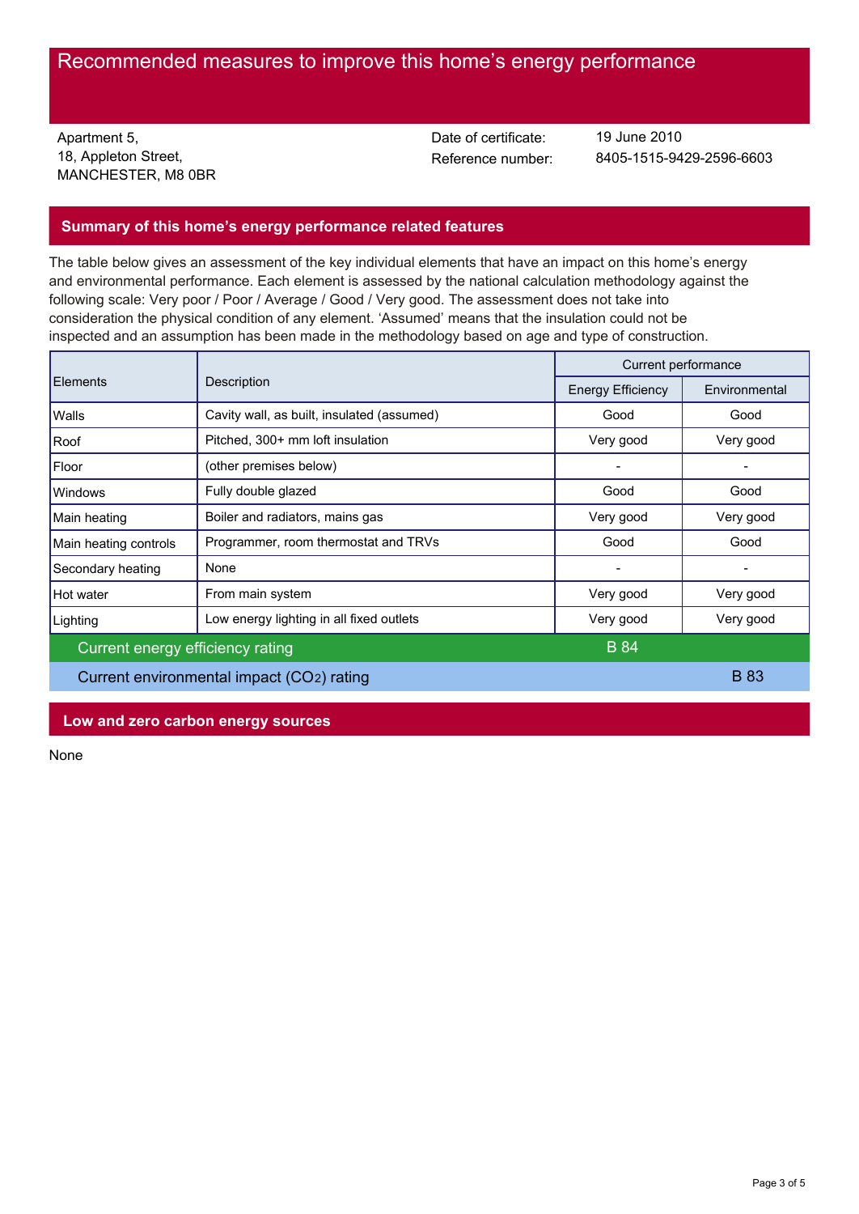# Recommended measures to improve this home's energy performance

Apartment 5,
18, Appleton Street,
MANCHESTER, M8 0BR

Date of certificate: 19 June 2010
Reference number: 8405-1515-9429-2596-6603

## Summary of this home's energy performance related features

The table below gives an assessment of the key individual elements that have an impact on this home's energy and environmental performance. Each element is assessed by the national calculation methodology against the following scale: Very poor / Poor / Average / Good / Very good. The assessment does not take into consideration the physical condition of any element. 'Assumed' means that the insulation could not be inspected and an assumption has been made in the methodology based on age and type of construction.

| Elements | Description | Current performance | |
|---|---|---|---|
| | | Energy Efficiency | Environmental |
| Walls | Cavity wall, as built, insulated (assumed) | Good | Good |
| Roof | Pitched, 300+ mm loft insulation | Very good | Very good |
| Floor | (other premises below) | - | - |
| Windows | Fully double glazed | Good | Good |
| Main heating | Boiler and radiators, mains gas | Very good | Very good |
| Main heating controls | Programmer, room thermostat and TRVs | Good | Good |
| Secondary heating | None | - | - |
| Hot water | From main system | Very good | Very good |
| Lighting | Low energy lighting in all fixed outlets | Very good | Very good |
| Current energy efficiency rating | | B 84 | |
| Current environmental impact ($CO_2$) rating | | | B 83 |

## Low and zero carbon energy sources

None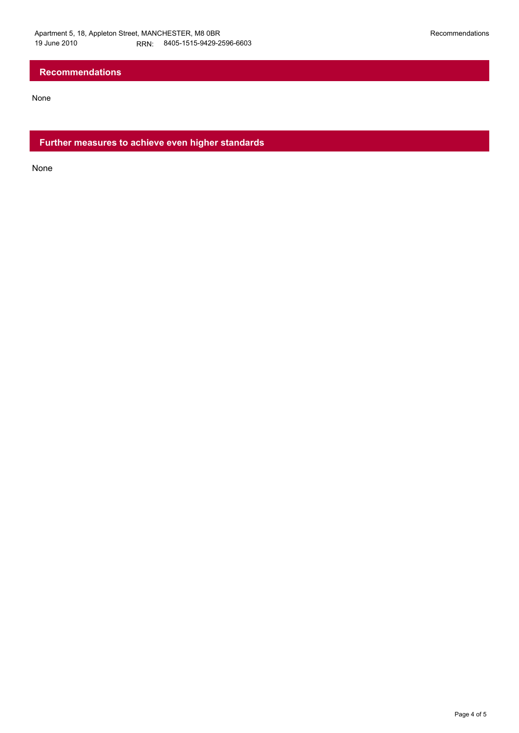## Recommendations

None

## Further measures to achieve even higher standards

None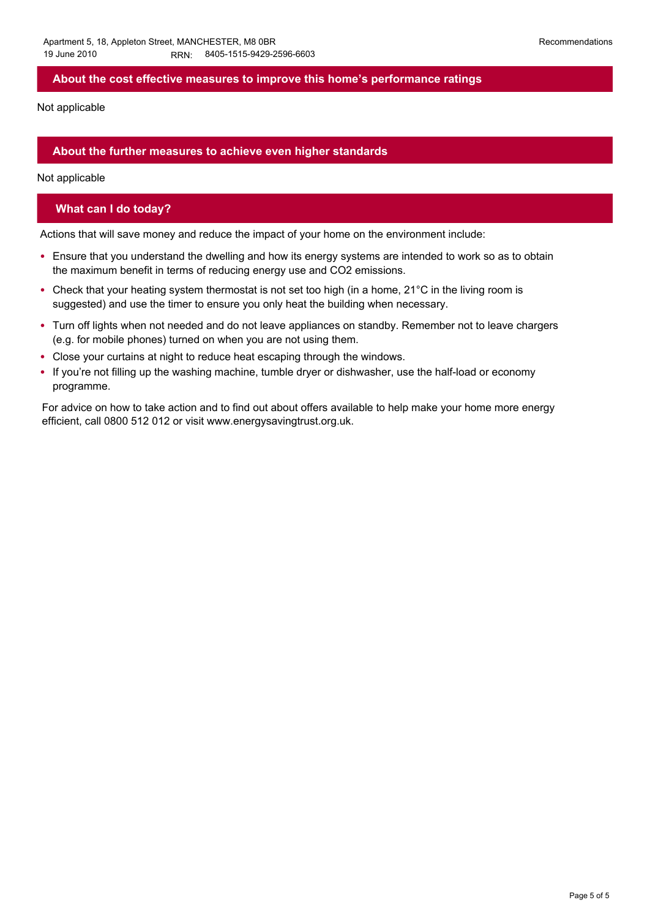## About the cost effective measures to improve this home's performance ratings

Not applicable

## About the further measures to achieve even higher standards

Not applicable

## What can I do today?

Actions that will save money and reduce the impact of your home on the environment include:

- Ensure that you understand the dwelling and how its energy systems are intended to work so as to obtain the maximum benefit in terms of reducing energy use and $CO_2$ emissions.
- Check that your heating system thermostat is not set too high (in a home, 21°C in the living room is suggested) and use the timer to ensure you only heat the building when necessary.
- Turn off lights when not needed and do not leave appliances on standby. Remember not to leave chargers (e.g. for mobile phones) turned on when you are not using them.
- Close your curtains at night to reduce heat escaping through the windows.
- If you're not filling up the washing machine, tumble dryer or dishwasher, use the half-load or economy programme.

For advice on how to take action and to find out about offers available to help make your home more energy efficient, call 0800 512 012 or visit www.energysavingtrust.org.uk.